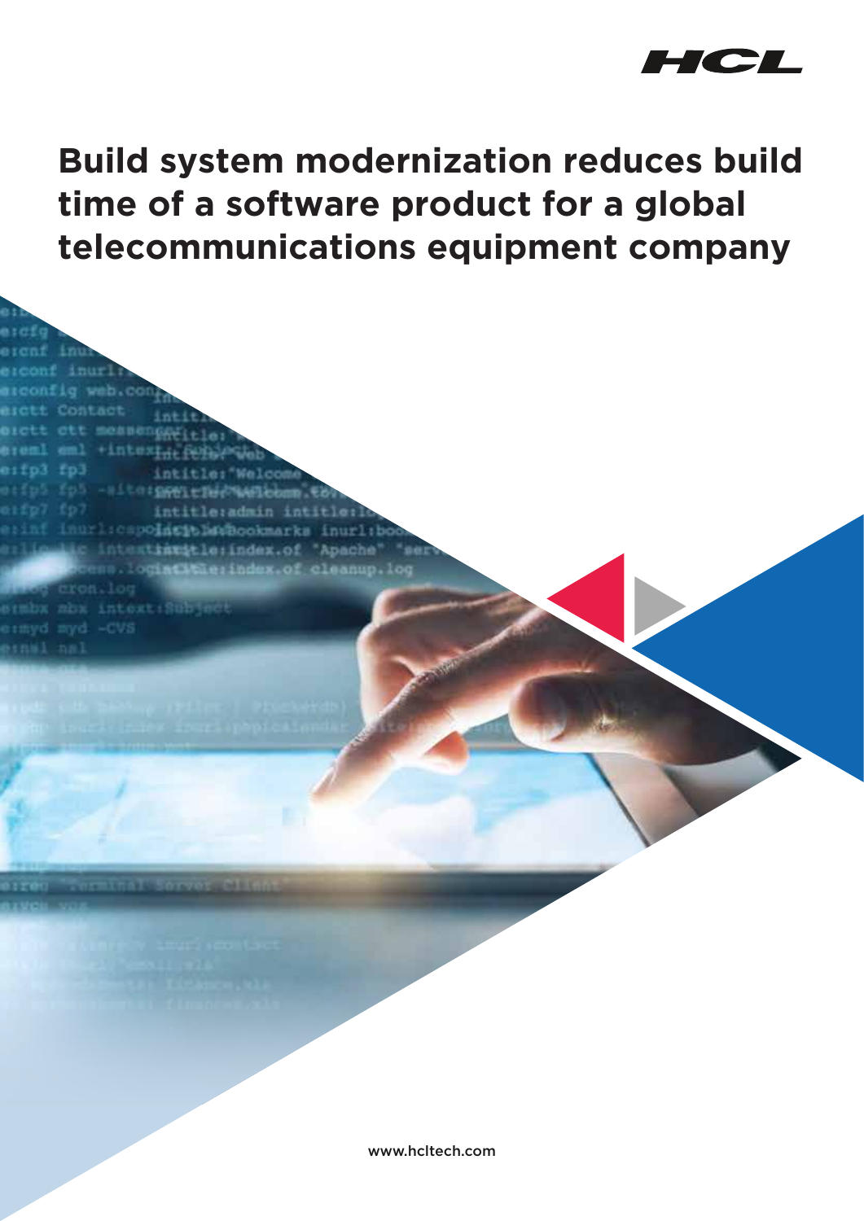# Build system modernization reduces build time of a software product for a global telecommunications equipment company

www.hcltech.com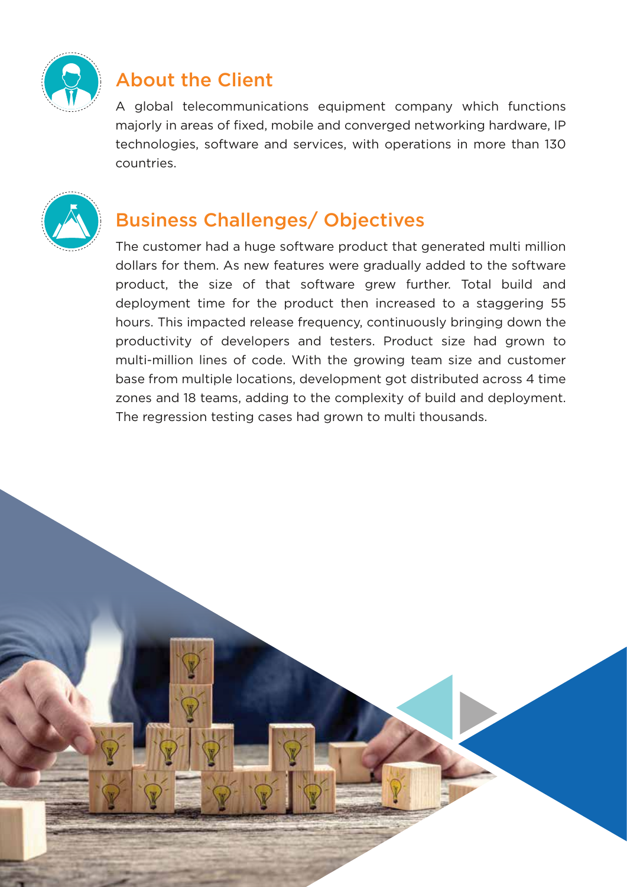## About the Client

A global telecommunications equipment company which functions majorly in areas of fixed, mobile and converged networking hardware, IP technologies, software and services, with operations in more than 130 countries.

## Business Challenges/ Objectives

The customer had a huge software product that generated multi million dollars for them. As new features were gradually added to the software product, the size of that software grew further. Total build and deployment time for the product then increased to a staggering 55 hours. This impacted release frequency, continuously bringing down the productivity of developers and testers. Product size had grown to multi-million lines of code. With the growing team size and customer base from multiple locations, development got distributed across 4 time zones and 18 teams, adding to the complexity of build and deployment. The regression testing cases had grown to multi thousands.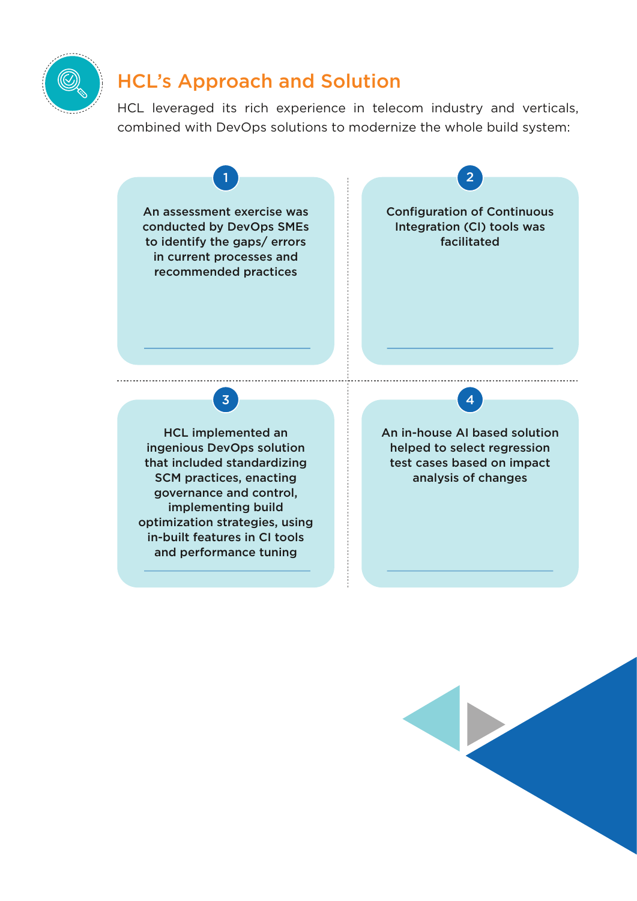## HCL's Approach and Solution

HCL leveraged its rich experience in telecom industry and verticals, combined with DevOps solutions to modernize the whole build system:

1. An assessment exercise was conducted by DevOps SMEs to identify the gaps/ errors in current processes and recommended practices
2. Configuration of Continuous Integration (CI) tools was facilitated
3. HCL implemented an ingenious DevOps solution that included standardizing SCM practices, enacting governance and control, implementing build optimization strategies, using in-built features in CI tools and performance tuning
4. An in-house AI based solution helped to select regression test cases based on impact analysis of changes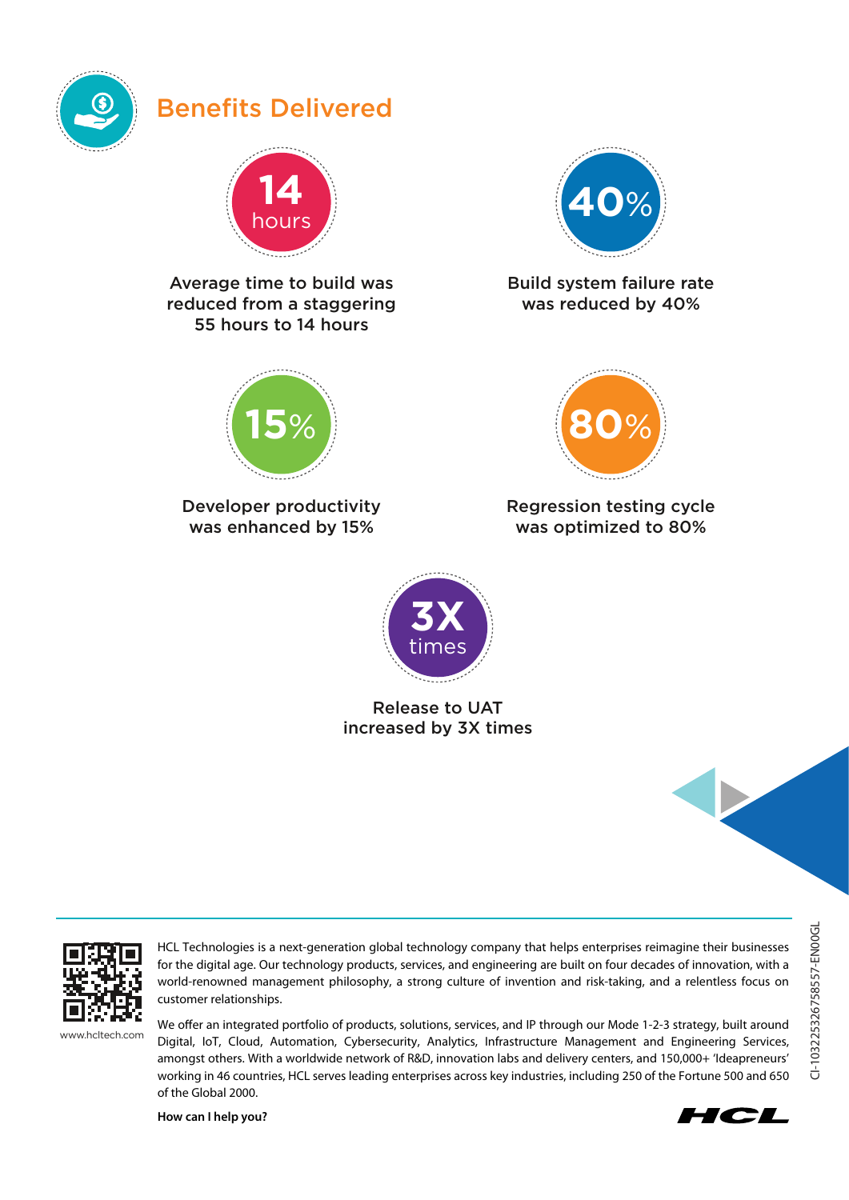## Benefits Delivered

**14**
hours

Average time to build was reduced from a staggering 55 hours to 14 hours

**40%**

Build system failure rate was reduced by 40%

**15%**

Developer productivity was enhanced by 15%

**80%**

Regression testing cycle was optimized to 80%

**3X**
times

Release to UAT increased by 3X times

www.hcltech.com

HCL Technologies is a next-generation global technology company that helps enterprises reimagine their businesses for the digital age. Our technology products, services, and engineering are built on four decades of innovation, with a world-renowned management philosophy, a strong culture of invention and risk-taking, and a relentless focus on customer relationships.

We offer an integrated portfolio of products, solutions, services, and IP through our Mode 1-2-3 strategy, built around Digital, IoT, Cloud, Automation, Cybersecurity, Analytics, Infrastructure Management and Engineering Services, amongst others. With a worldwide network of R&D, innovation labs and delivery centers, and 150,000+ 'Ideapreneurs' working in 46 countries, HCL serves leading enterprises across key industries, including 250 of the Fortune 500 and 650 of the Global 2000.

**How can I help you?**

HCL

CI-1032253267585557-EN00GL